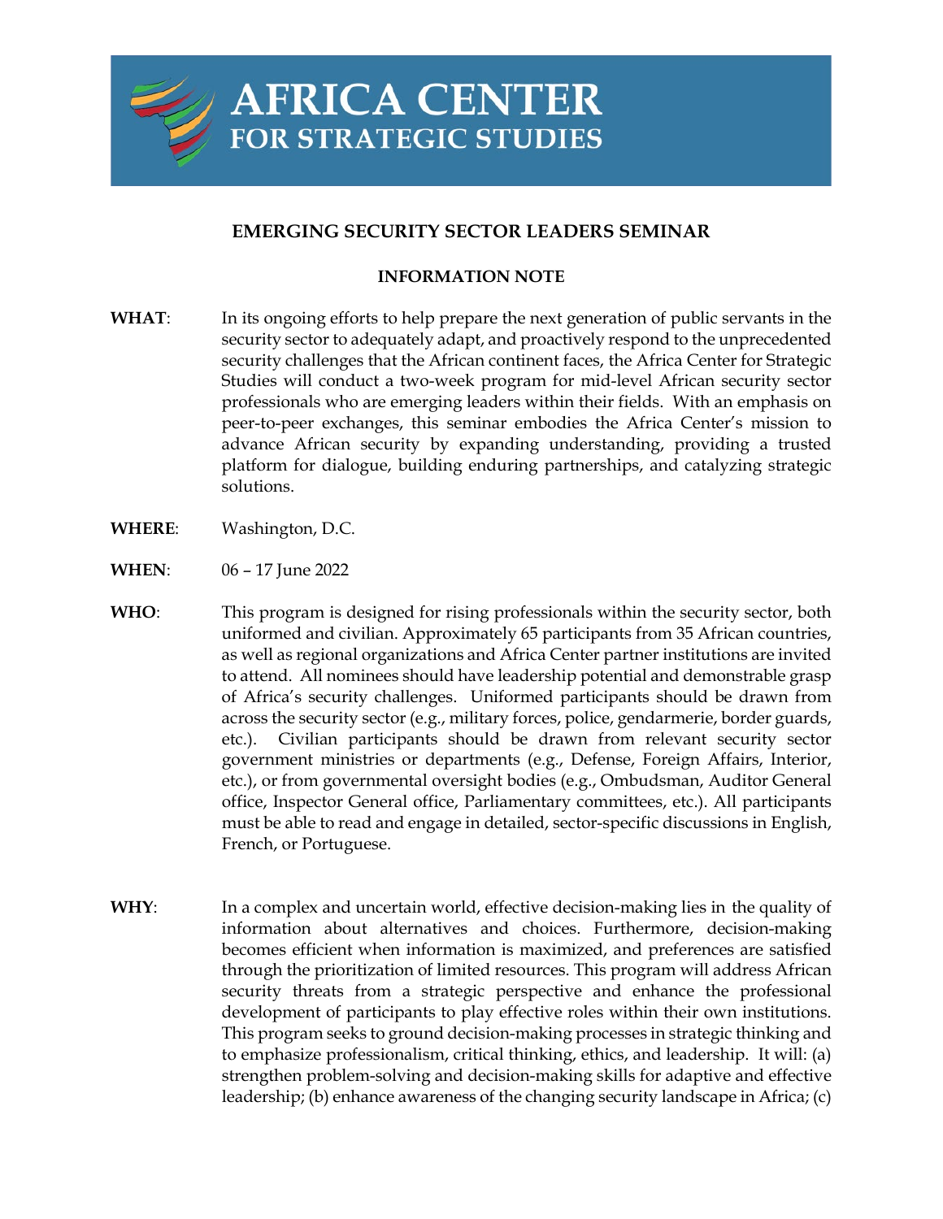# AFRICA CENTER FOR STRATEGIC STUDIES

## EMERGING SECURITY SECTOR LEADERS SEMINAR

### INFORMATION NOTE

**WHAT**: In its ongoing efforts to help prepare the next generation of public servants in the security sector to adequately adapt, and proactively respond to the unprecedented security challenges that the African continent faces, the Africa Center for Strategic Studies will conduct a two-week program for mid-level African security sector professionals who are emerging leaders within their fields. With an emphasis on peer-to-peer exchanges, this seminar embodies the Africa Center's mission to advance African security by expanding understanding, providing a trusted platform for dialogue, building enduring partnerships, and catalyzing strategic solutions.

**WHERE**: Washington, D.C.

**WHEN**: 06 – 17 June 2022

**WHO**: This program is designed for rising professionals within the security sector, both uniformed and civilian. Approximately 65 participants from 35 African countries, as well as regional organizations and Africa Center partner institutions are invited to attend. All nominees should have leadership potential and demonstrable grasp of Africa's security challenges. Uniformed participants should be drawn from across the security sector (e.g., military forces, police, gendarmerie, border guards, etc.). Civilian participants should be drawn from relevant security sector government ministries or departments (e.g., Defense, Foreign Affairs, Interior, etc.), or from governmental oversight bodies (e.g., Ombudsman, Auditor General office, Inspector General office, Parliamentary committees, etc.). All participants must be able to read and engage in detailed, sector-specific discussions in English, French, or Portuguese.

**WHY**: In a complex and uncertain world, effective decision-making lies in the quality of information about alternatives and choices. Furthermore, decision-making becomes efficient when information is maximized, and preferences are satisfied through the prioritization of limited resources. This program will address African security threats from a strategic perspective and enhance the professional development of participants to play effective roles within their own institutions. This program seeks to ground decision-making processes in strategic thinking and to emphasize professionalism, critical thinking, ethics, and leadership. It will: (a) strengthen problem-solving and decision-making skills for adaptive and effective leadership; (b) enhance awareness of the changing security landscape in Africa; (c)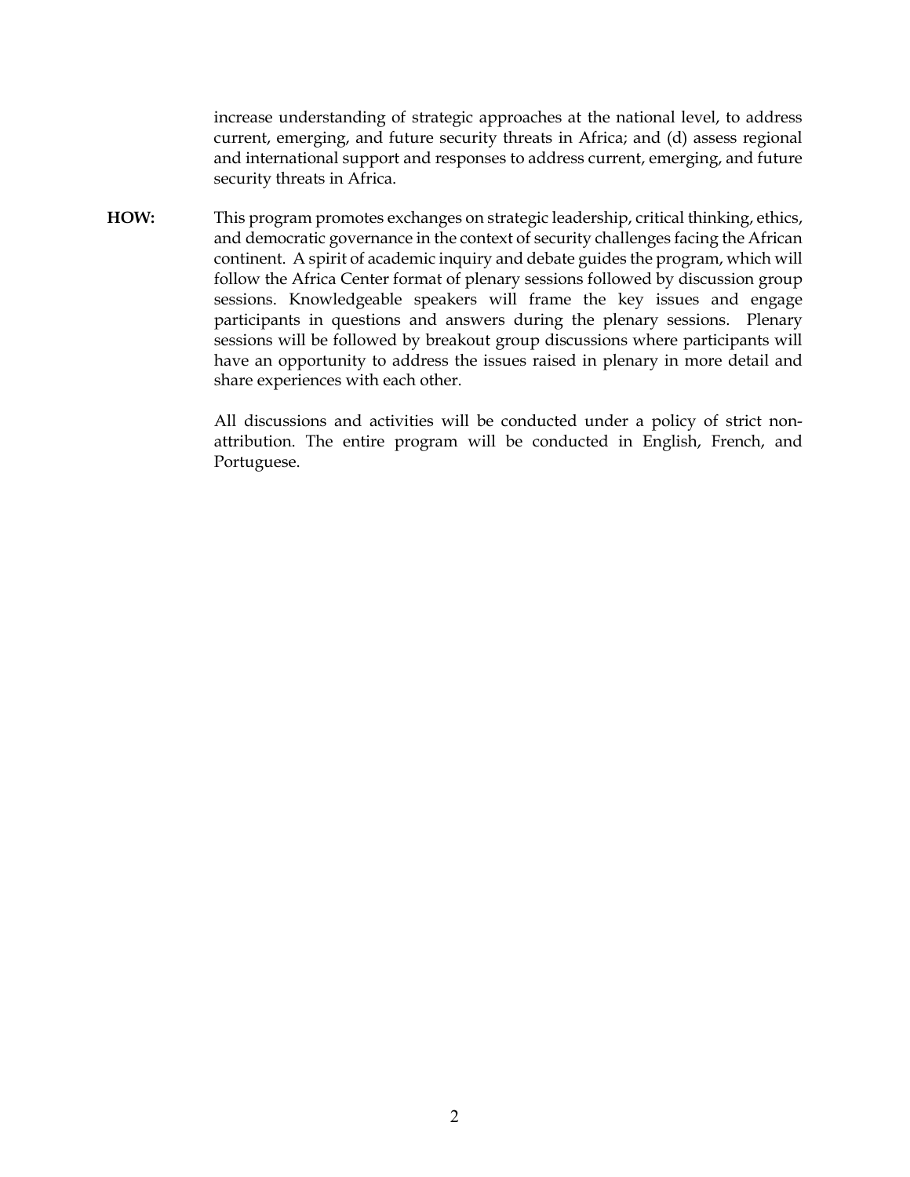increase understanding of strategic approaches at the national level, to address current, emerging, and future security threats in Africa; and (d) assess regional and international support and responses to address current, emerging, and future security threats in Africa.

**HOW:** This program promotes exchanges on strategic leadership, critical thinking, ethics, and democratic governance in the context of security challenges facing the African continent. A spirit of academic inquiry and debate guides the program, which will follow the Africa Center format of plenary sessions followed by discussion group sessions. Knowledgeable speakers will frame the key issues and engage participants in questions and answers during the plenary sessions. Plenary sessions will be followed by breakout group discussions where participants will have an opportunity to address the issues raised in plenary in more detail and share experiences with each other.

All discussions and activities will be conducted under a policy of strict non-attribution. The entire program will be conducted in English, French, and Portuguese.